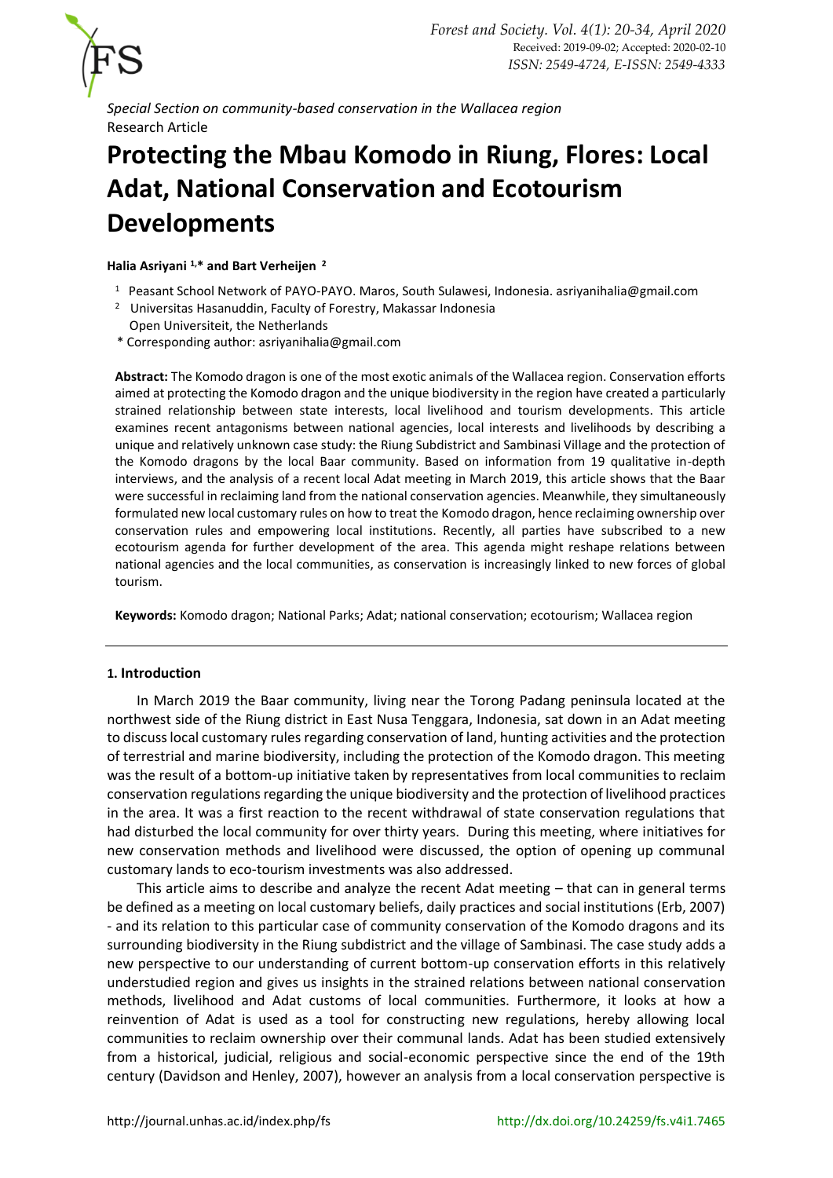*Special Section on community-based conservation in the Wallacea region*
Research Article

# Protecting the Mbau Komodo in Riung, Flores: Local Adat, National Conservation and Ecotourism Developments

**Halia Asriyani [1,*] and Bart Verheijen [2]**

[1] Peasant School Network of PAYO-PAYO. Maros, South Sulawesi, Indonesia. asriyanihalia@gmail.com
[2] Universitas Hasanuddin, Faculty of Forestry, Makassar Indonesia
Open Universiteit, the Netherlands
* Corresponding author: asriyanihalia@gmail.com

**Abstract:** The Komodo dragon is one of the most exotic animals of the Wallacea region. Conservation efforts aimed at protecting the Komodo dragon and the unique biodiversity in the region have created a particularly strained relationship between state interests, local livelihood and tourism developments. This article examines recent antagonisms between national agencies, local interests and livelihoods by describing a unique and relatively unknown case study: the Riung Subdistrict and Sambinasi Village and the protection of the Komodo dragons by the local Baar community. Based on information from 19 qualitative in-depth interviews, and the analysis of a recent local Adat meeting in March 2019, this article shows that the Baar were successful in reclaiming land from the national conservation agencies. Meanwhile, they simultaneously formulated new local customary rules on how to treat the Komodo dragon, hence reclaiming ownership over conservation rules and empowering local institutions. Recently, all parties have subscribed to a new ecotourism agenda for further development of the area. This agenda might reshape relations between national agencies and the local communities, as conservation is increasingly linked to new forces of global tourism.

**Keywords:** Komodo dragon; National Parks; Adat; national conservation; ecotourism; Wallacea region

## 1. Introduction

In March 2019 the Baar community, living near the Torong Padang peninsula located at the northwest side of the Riung district in East Nusa Tenggara, Indonesia, sat down in an Adat meeting to discuss local customary rules regarding conservation of land, hunting activities and the protection of terrestrial and marine biodiversity, including the protection of the Komodo dragon. This meeting was the result of a bottom-up initiative taken by representatives from local communities to reclaim conservation regulations regarding the unique biodiversity and the protection of livelihood practices in the area. It was a first reaction to the recent withdrawal of state conservation regulations that had disturbed the local community for over thirty years. During this meeting, where initiatives for new conservation methods and livelihood were discussed, the option of opening up communal customary lands to eco-tourism investments was also addressed.

This article aims to describe and analyze the recent Adat meeting – that can in general terms be defined as a meeting on local customary beliefs, daily practices and social institutions (Erb, 2007) - and its relation to this particular case of community conservation of the Komodo dragons and its surrounding biodiversity in the Riung subdistrict and the village of Sambinasi. The case study adds a new perspective to our understanding of current bottom-up conservation efforts in this relatively understudied region and gives us insights in the strained relations between national conservation methods, livelihood and Adat customs of local communities. Furthermore, it looks at how a reinvention of Adat is used as a tool for constructing new regulations, hereby allowing local communities to reclaim ownership over their communal lands. Adat has been studied extensively from a historical, judicial, religious and social-economic perspective since the end of the 19th century (Davidson and Henley, 2007), however an analysis from a local conservation perspective is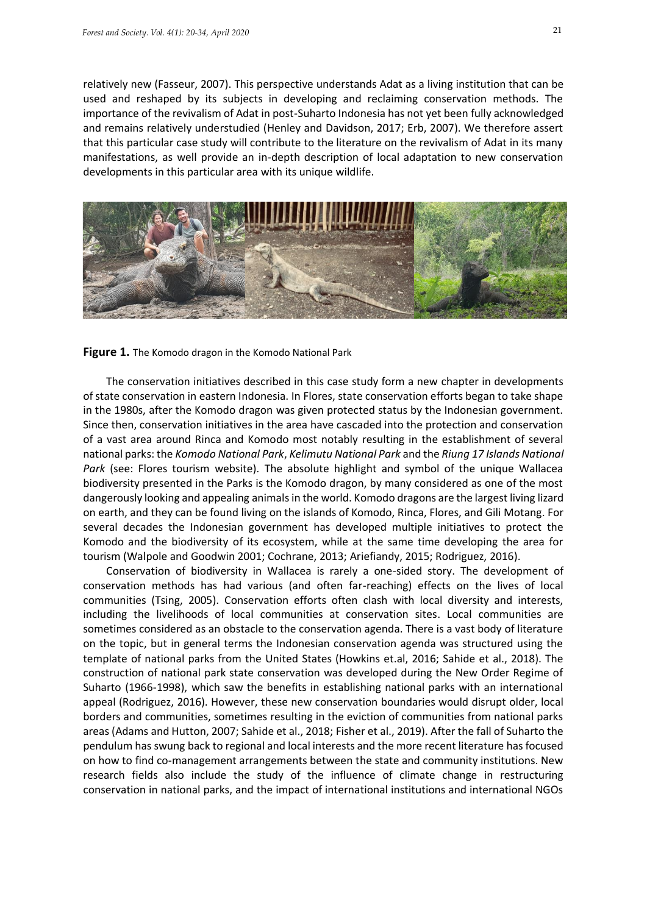relatively new (Fasseur, 2007). This perspective understands Adat as a living institution that can be used and reshaped by its subjects in developing and reclaiming conservation methods. The importance of the revivalism of Adat in post-Suharto Indonesia has not yet been fully acknowledged and remains relatively understudied (Henley and Davidson, 2017; Erb, 2007). We therefore assert that this particular case study will contribute to the literature on the revivalism of Adat in its many manifestations, as well provide an in-depth description of local adaptation to new conservation developments in this particular area with its unique wildlife.

**Figure 1.** The Komodo dragon in the Komodo National Park

The conservation initiatives described in this case study form a new chapter in developments of state conservation in eastern Indonesia. In Flores, state conservation efforts began to take shape in the 1980s, after the Komodo dragon was given protected status by the Indonesian government. Since then, conservation initiatives in the area have cascaded into the protection and conservation of a vast area around Rinca and Komodo most notably resulting in the establishment of several national parks: the *Komodo National Park*, *Kelimutu National Park* and the *Riung 17 Islands National Park* (see: Flores tourism website). The absolute highlight and symbol of the unique Wallacea biodiversity presented in the Parks is the Komodo dragon, by many considered as one of the most dangerously looking and appealing animals in the world. Komodo dragons are the largest living lizard on earth, and they can be found living on the islands of Komodo, Rinca, Flores, and Gili Motang. For several decades the Indonesian government has developed multiple initiatives to protect the Komodo and the biodiversity of its ecosystem, while at the same time developing the area for tourism (Walpole and Goodwin 2001; Cochrane, 2013; Ariefiandy, 2015; Rodriguez, 2016).

Conservation of biodiversity in Wallacea is rarely a one-sided story. The development of conservation methods has had various (and often far-reaching) effects on the lives of local communities (Tsing, 2005). Conservation efforts often clash with local diversity and interests, including the livelihoods of local communities at conservation sites. Local communities are sometimes considered as an obstacle to the conservation agenda. There is a vast body of literature on the topic, but in general terms the Indonesian conservation agenda was structured using the template of national parks from the United States (Howkins et.al, 2016; Sahide et al., 2018). The construction of national park state conservation was developed during the New Order Regime of Suharto (1966-1998), which saw the benefits in establishing national parks with an international appeal (Rodriguez, 2016). However, these new conservation boundaries would disrupt older, local borders and communities, sometimes resulting in the eviction of communities from national parks areas (Adams and Hutton, 2007; Sahide et al., 2018; Fisher et al., 2019). After the fall of Suharto the pendulum has swung back to regional and local interests and the more recent literature has focused on how to find co-management arrangements between the state and community institutions. New research fields also include the study of the influence of climate change in restructuring conservation in national parks, and the impact of international institutions and international NGOs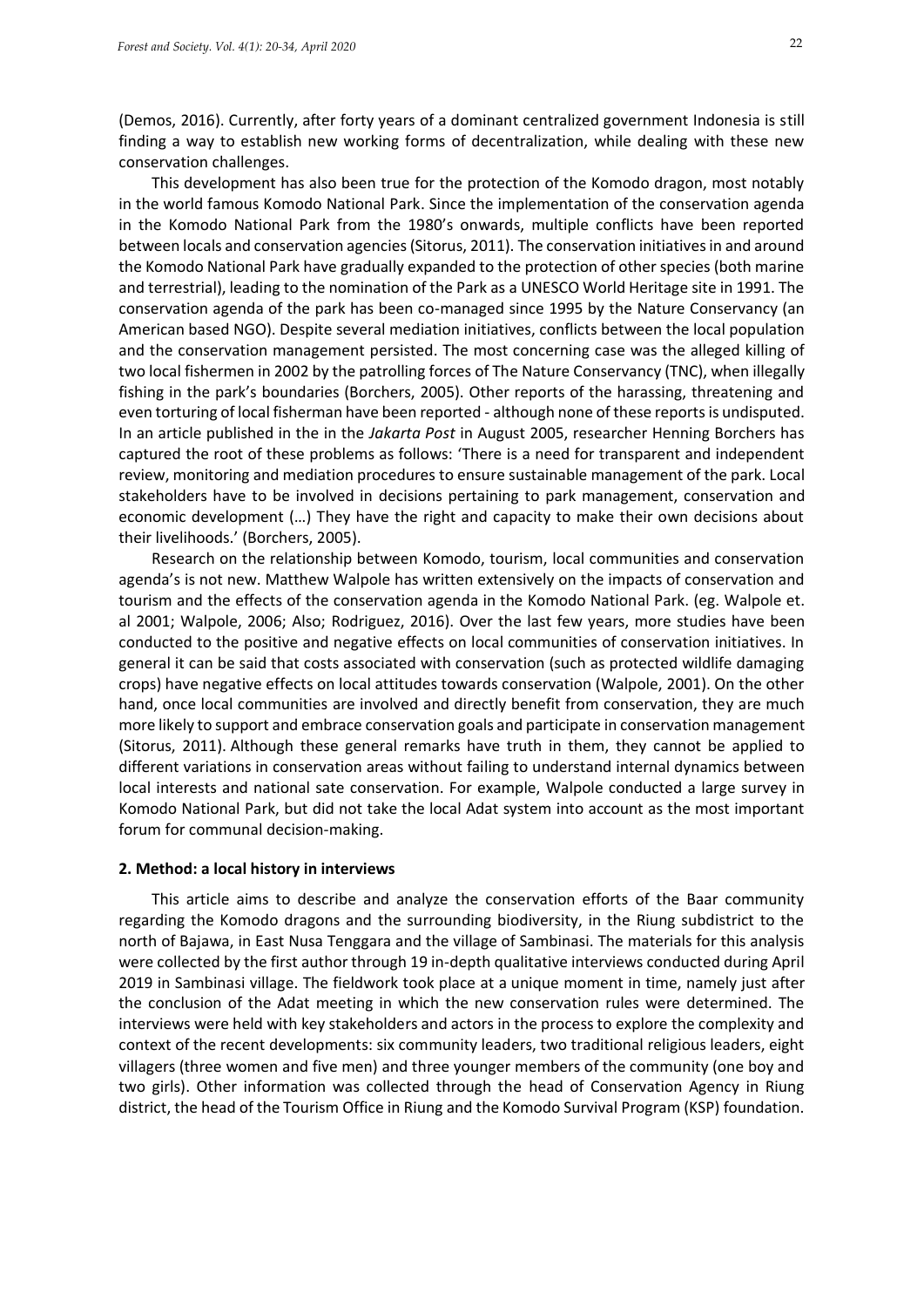(Demos, 2016). Currently, after forty years of a dominant centralized government Indonesia is still finding a way to establish new working forms of decentralization, while dealing with these new conservation challenges.

This development has also been true for the protection of the Komodo dragon, most notably in the world famous Komodo National Park. Since the implementation of the conservation agenda in the Komodo National Park from the 1980's onwards, multiple conflicts have been reported between locals and conservation agencies (Sitorus, 2011). The conservation initiatives in and around the Komodo National Park have gradually expanded to the protection of other species (both marine and terrestrial), leading to the nomination of the Park as a UNESCO World Heritage site in 1991. The conservation agenda of the park has been co-managed since 1995 by the Nature Conservancy (an American based NGO). Despite several mediation initiatives, conflicts between the local population and the conservation management persisted. The most concerning case was the alleged killing of two local fishermen in 2002 by the patrolling forces of The Nature Conservancy (TNC), when illegally fishing in the park's boundaries (Borchers, 2005). Other reports of the harassing, threatening and even torturing of local fisherman have been reported - although none of these reports is undisputed. In an article published in the in the *Jakarta Post* in August 2005, researcher Henning Borchers has captured the root of these problems as follows: 'There is a need for transparent and independent review, monitoring and mediation procedures to ensure sustainable management of the park. Local stakeholders have to be involved in decisions pertaining to park management, conservation and economic development (…) They have the right and capacity to make their own decisions about their livelihoods.' (Borchers, 2005).

Research on the relationship between Komodo, tourism, local communities and conservation agenda's is not new. Matthew Walpole has written extensively on the impacts of conservation and tourism and the effects of the conservation agenda in the Komodo National Park. (eg. Walpole et. al 2001; Walpole, 2006; Also; Rodriguez, 2016). Over the last few years, more studies have been conducted to the positive and negative effects on local communities of conservation initiatives. In general it can be said that costs associated with conservation (such as protected wildlife damaging crops) have negative effects on local attitudes towards conservation (Walpole, 2001). On the other hand, once local communities are involved and directly benefit from conservation, they are much more likely to support and embrace conservation goals and participate in conservation management (Sitorus, 2011). Although these general remarks have truth in them, they cannot be applied to different variations in conservation areas without failing to understand internal dynamics between local interests and national sate conservation. For example, Walpole conducted a large survey in Komodo National Park, but did not take the local Adat system into account as the most important forum for communal decision-making.

## 2. Method: a local history in interviews

This article aims to describe and analyze the conservation efforts of the Baar community regarding the Komodo dragons and the surrounding biodiversity, in the Riung subdistrict to the north of Bajawa, in East Nusa Tenggara and the village of Sambinasi. The materials for this analysis were collected by the first author through 19 in-depth qualitative interviews conducted during April 2019 in Sambinasi village. The fieldwork took place at a unique moment in time, namely just after the conclusion of the Adat meeting in which the new conservation rules were determined. The interviews were held with key stakeholders and actors in the process to explore the complexity and context of the recent developments: six community leaders, two traditional religious leaders, eight villagers (three women and five men) and three younger members of the community (one boy and two girls). Other information was collected through the head of Conservation Agency in Riung district, the head of the Tourism Office in Riung and the Komodo Survival Program (KSP) foundation.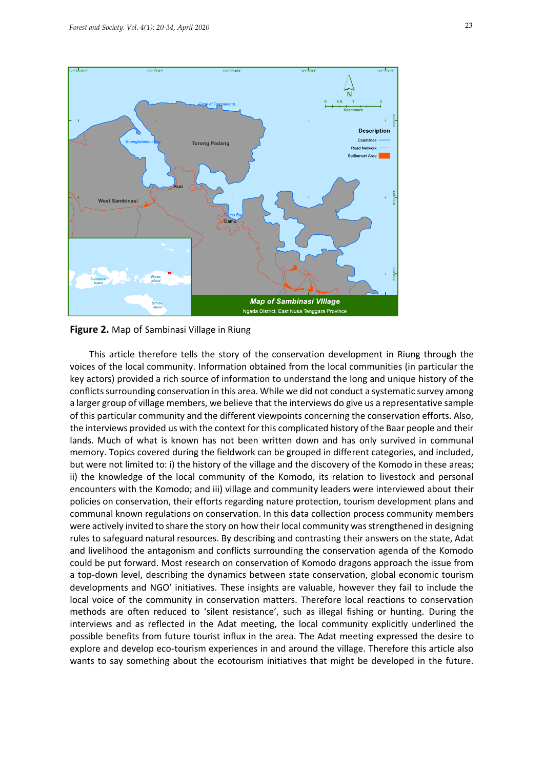**Figure 2.** Map of Sambinasi Village in Riung

This article therefore tells the story of the conservation development in Riung through the voices of the local community. Information obtained from the local communities (in particular the key actors) provided a rich source of information to understand the long and unique history of the conflicts surrounding conservation in this area. While we did not conduct a systematic survey among a larger group of village members, we believe that the interviews do give us a representative sample of this particular community and the different viewpoints concerning the conservation efforts. Also, the interviews provided us with the context for this complicated history of the Baar people and their lands. Much of what is known has not been written down and has only survived in communal memory. Topics covered during the fieldwork can be grouped in different categories, and included, but were not limited to: i) the history of the village and the discovery of the Komodo in these areas; ii) the knowledge of the local community of the Komodo, its relation to livestock and personal encounters with the Komodo; and iii) village and community leaders were interviewed about their policies on conservation, their efforts regarding nature protection, tourism development plans and communal known regulations on conservation. In this data collection process community members were actively invited to share the story on how their local community was strengthened in designing rules to safeguard natural resources. By describing and contrasting their answers on the state, Adat and livelihood the antagonism and conflicts surrounding the conservation agenda of the Komodo could be put forward. Most research on conservation of Komodo dragons approach the issue from a top-down level, describing the dynamics between state conservation, global economic tourism developments and NGO' initiatives. These insights are valuable, however they fail to include the local voice of the community in conservation matters. Therefore local reactions to conservation methods are often reduced to 'silent resistance', such as illegal fishing or hunting. During the interviews and as reflected in the Adat meeting, the local community explicitly underlined the possible benefits from future tourist influx in the area. The Adat meeting expressed the desire to explore and develop eco-tourism experiences in and around the village. Therefore this article also wants to say something about the ecotourism initiatives that might be developed in the future.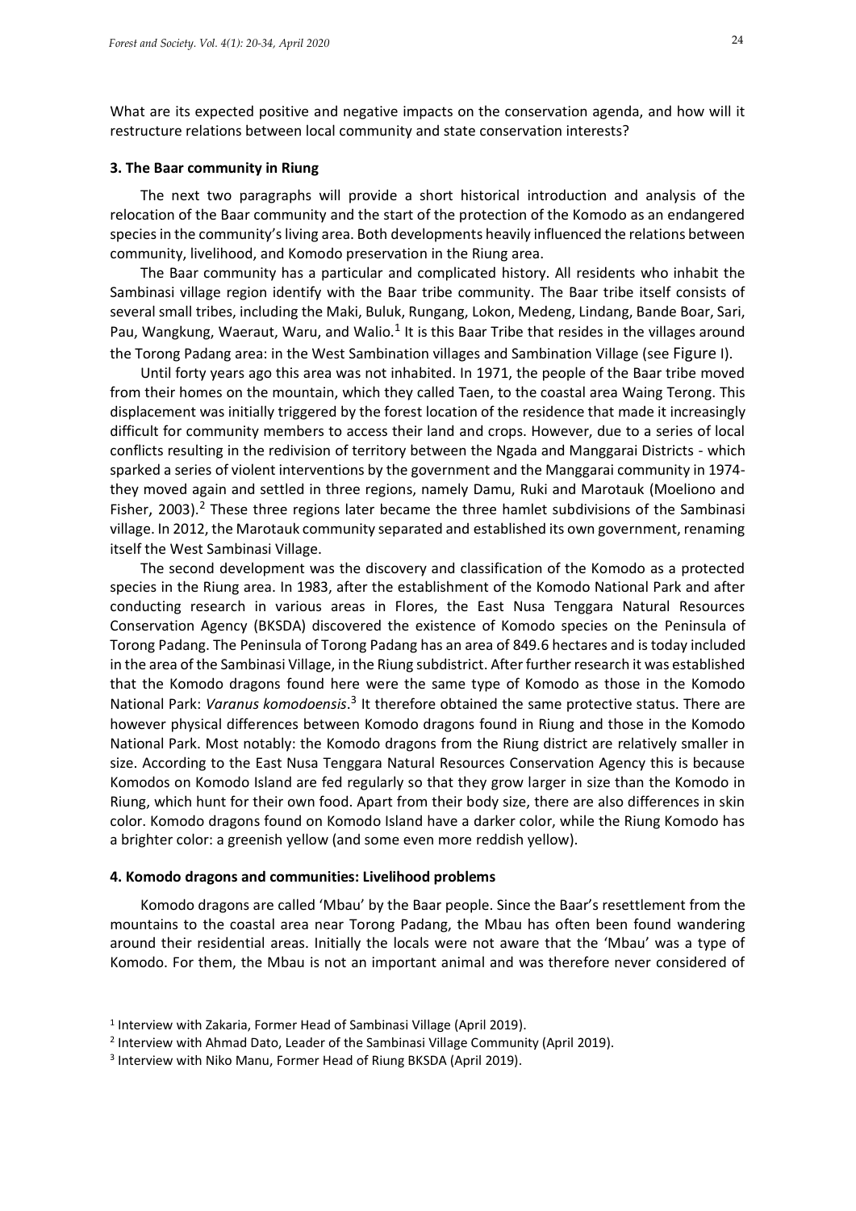What are its expected positive and negative impacts on the conservation agenda, and how will it restructure relations between local community and state conservation interests?

## 3. The Baar community in Riung

The next two paragraphs will provide a short historical introduction and analysis of the relocation of the Baar community and the start of the protection of the Komodo as an endangered species in the community's living area. Both developments heavily influenced the relations between community, livelihood, and Komodo preservation in the Riung area.

The Baar community has a particular and complicated history. All residents who inhabit the Sambinasi village region identify with the Baar tribe community. The Baar tribe itself consists of several small tribes, including the Maki, Buluk, Rungang, Lokon, Medeng, Lindang, Bande Boar, Sari, Pau, Wangkung, Waeraut, Waru, and Walio.[1] It is this Baar Tribe that resides in the villages around the Torong Padang area: in the West Sambination villages and Sambination Village (see Figure I).

Until forty years ago this area was not inhabited. In 1971, the people of the Baar tribe moved from their homes on the mountain, which they called Taen, to the coastal area Waing Terong. This displacement was initially triggered by the forest location of the residence that made it increasingly difficult for community members to access their land and crops. However, due to a series of local conflicts resulting in the redivision of territory between the Ngada and Manggarai Districts - which sparked a series of violent interventions by the government and the Manggarai community in 1974- they moved again and settled in three regions, namely Damu, Ruki and Marotauk (Moeliono and Fisher, 2003).[2] These three regions later became the three hamlet subdivisions of the Sambinasi village. In 2012, the Marotauk community separated and established its own government, renaming itself the West Sambinasi Village.

The second development was the discovery and classification of the Komodo as a protected species in the Riung area. In 1983, after the establishment of the Komodo National Park and after conducting research in various areas in Flores, the East Nusa Tenggara Natural Resources Conservation Agency (BKSDA) discovered the existence of Komodo species on the Peninsula of Torong Padang. The Peninsula of Torong Padang has an area of 849.6 hectares and is today included in the area of the Sambinasi Village, in the Riung subdistrict. After further research it was established that the Komodo dragons found here were the same type of Komodo as those in the Komodo National Park: *Varanus komodoensis*.[3] It therefore obtained the same protective status. There are however physical differences between Komodo dragons found in Riung and those in the Komodo National Park. Most notably: the Komodo dragons from the Riung district are relatively smaller in size. According to the East Nusa Tenggara Natural Resources Conservation Agency this is because Komodos on Komodo Island are fed regularly so that they grow larger in size than the Komodo in Riung, which hunt for their own food. Apart from their body size, there are also differences in skin color. Komodo dragons found on Komodo Island have a darker color, while the Riung Komodo has a brighter color: a greenish yellow (and some even more reddish yellow).

## 4. Komodo dragons and communities: Livelihood problems

Komodo dragons are called 'Mbau' by the Baar people. Since the Baar's resettlement from the mountains to the coastal area near Torong Padang, the Mbau has often been found wandering around their residential areas. Initially the locals were not aware that the 'Mbau' was a type of Komodo. For them, the Mbau is not an important animal and was therefore never considered of

[1] Interview with Zakaria, Former Head of Sambinasi Village (April 2019).

[2] Interview with Ahmad Dato, Leader of the Sambinasi Village Community (April 2019).

[3] Interview with Niko Manu, Former Head of Riung BKSDA (April 2019).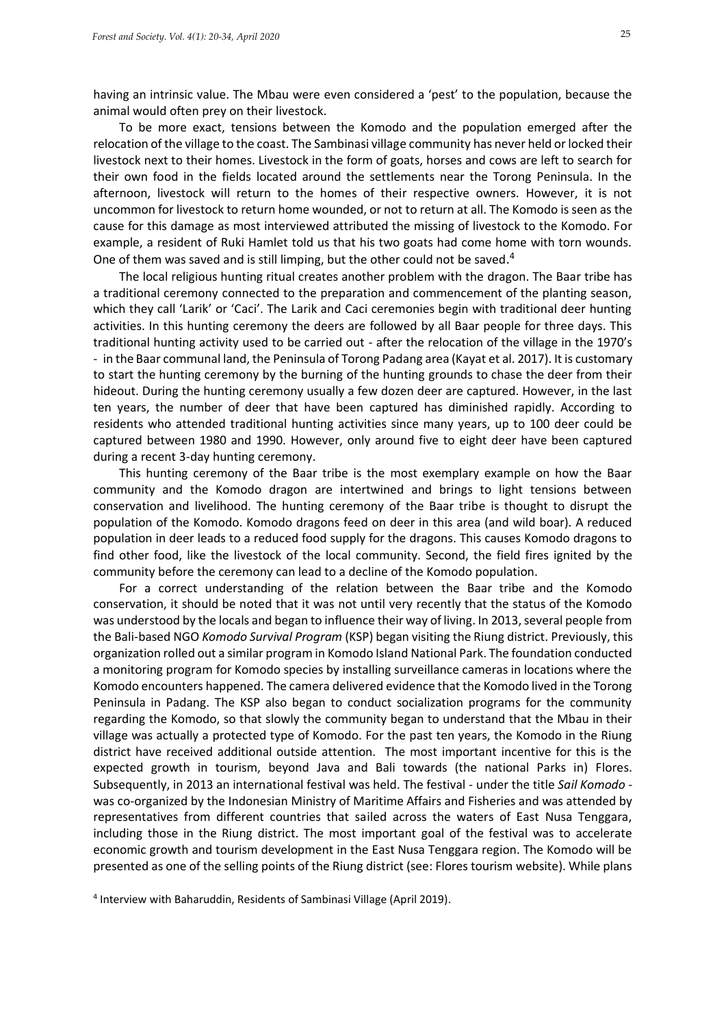having an intrinsic value. The Mbau were even considered a 'pest' to the population, because the animal would often prey on their livestock.

To be more exact, tensions between the Komodo and the population emerged after the relocation of the village to the coast. The Sambinasi village community has never held or locked their livestock next to their homes. Livestock in the form of goats, horses and cows are left to search for their own food in the fields located around the settlements near the Torong Peninsula. In the afternoon, livestock will return to the homes of their respective owners. However, it is not uncommon for livestock to return home wounded, or not to return at all. The Komodo is seen as the cause for this damage as most interviewed attributed the missing of livestock to the Komodo. For example, a resident of Ruki Hamlet told us that his two goats had come home with torn wounds. One of them was saved and is still limping, but the other could not be saved.[4]

The local religious hunting ritual creates another problem with the dragon. The Baar tribe has a traditional ceremony connected to the preparation and commencement of the planting season, which they call 'Larik' or 'Caci'. The Larik and Caci ceremonies begin with traditional deer hunting activities. In this hunting ceremony the deers are followed by all Baar people for three days. This traditional hunting activity used to be carried out - after the relocation of the village in the 1970's - in the Baar communal land, the Peninsula of Torong Padang area (Kayat et al. 2017). It is customary to start the hunting ceremony by the burning of the hunting grounds to chase the deer from their hideout. During the hunting ceremony usually a few dozen deer are captured. However, in the last ten years, the number of deer that have been captured has diminished rapidly. According to residents who attended traditional hunting activities since many years, up to 100 deer could be captured between 1980 and 1990. However, only around five to eight deer have been captured during a recent 3-day hunting ceremony.

This hunting ceremony of the Baar tribe is the most exemplary example on how the Baar community and the Komodo dragon are intertwined and brings to light tensions between conservation and livelihood. The hunting ceremony of the Baar tribe is thought to disrupt the population of the Komodo. Komodo dragons feed on deer in this area (and wild boar). A reduced population in deer leads to a reduced food supply for the dragons. This causes Komodo dragons to find other food, like the livestock of the local community. Second, the field fires ignited by the community before the ceremony can lead to a decline of the Komodo population.

For a correct understanding of the relation between the Baar tribe and the Komodo conservation, it should be noted that it was not until very recently that the status of the Komodo was understood by the locals and began to influence their way of living. In 2013, several people from the Bali-based NGO *Komodo Survival Program* (KSP) began visiting the Riung district. Previously, this organization rolled out a similar program in Komodo Island National Park. The foundation conducted a monitoring program for Komodo species by installing surveillance cameras in locations where the Komodo encounters happened. The camera delivered evidence that the Komodo lived in the Torong Peninsula in Padang. The KSP also began to conduct socialization programs for the community regarding the Komodo, so that slowly the community began to understand that the Mbau in their village was actually a protected type of Komodo. For the past ten years, the Komodo in the Riung district have received additional outside attention. The most important incentive for this is the expected growth in tourism, beyond Java and Bali towards (the national Parks in) Flores. Subsequently, in 2013 an international festival was held. The festival - under the title *Sail Komodo* - was co-organized by the Indonesian Ministry of Maritime Affairs and Fisheries and was attended by representatives from different countries that sailed across the waters of East Nusa Tenggara, including those in the Riung district. The most important goal of the festival was to accelerate economic growth and tourism development in the East Nusa Tenggara region. The Komodo will be presented as one of the selling points of the Riung district (see: Flores tourism website). While plans

[4] Interview with Baharuddin, Residents of Sambinasi Village (April 2019).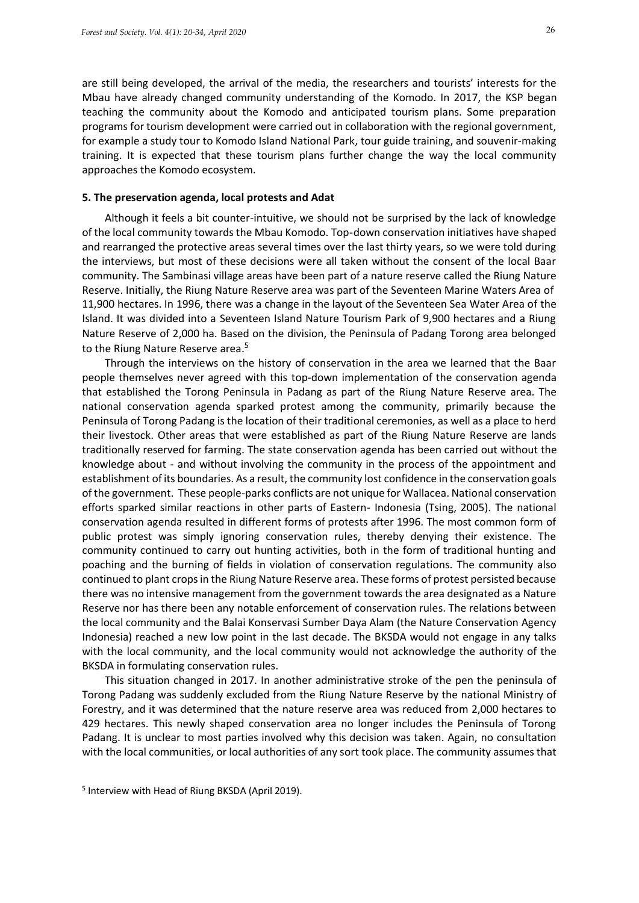are still being developed, the arrival of the media, the researchers and tourists' interests for the Mbau have already changed community understanding of the Komodo. In 2017, the KSP began teaching the community about the Komodo and anticipated tourism plans. Some preparation programs for tourism development were carried out in collaboration with the regional government, for example a study tour to Komodo Island National Park, tour guide training, and souvenir-making training. It is expected that these tourism plans further change the way the local community approaches the Komodo ecosystem.

## 5. The preservation agenda, local protests and Adat

Although it feels a bit counter-intuitive, we should not be surprised by the lack of knowledge of the local community towards the Mbau Komodo. Top-down conservation initiatives have shaped and rearranged the protective areas several times over the last thirty years, so we were told during the interviews, but most of these decisions were all taken without the consent of the local Baar community. The Sambinasi village areas have been part of a nature reserve called the Riung Nature Reserve. Initially, the Riung Nature Reserve area was part of the Seventeen Marine Waters Area of 11,900 hectares. In 1996, there was a change in the layout of the Seventeen Sea Water Area of the Island. It was divided into a Seventeen Island Nature Tourism Park of 9,900 hectares and a Riung Nature Reserve of 2,000 ha. Based on the division, the Peninsula of Padang Torong area belonged to the Riung Nature Reserve area.[5]

Through the interviews on the history of conservation in the area we learned that the Baar people themselves never agreed with this top-down implementation of the conservation agenda that established the Torong Peninsula in Padang as part of the Riung Nature Reserve area. The national conservation agenda sparked protest among the community, primarily because the Peninsula of Torong Padang is the location of their traditional ceremonies, as well as a place to herd their livestock. Other areas that were established as part of the Riung Nature Reserve are lands traditionally reserved for farming. The state conservation agenda has been carried out without the knowledge about - and without involving the community in the process of the appointment and establishment of its boundaries. As a result, the community lost confidence in the conservation goals of the government. These people-parks conflicts are not unique for Wallacea. National conservation efforts sparked similar reactions in other parts of Eastern- Indonesia (Tsing, 2005). The national conservation agenda resulted in different forms of protests after 1996. The most common form of public protest was simply ignoring conservation rules, thereby denying their existence. The community continued to carry out hunting activities, both in the form of traditional hunting and poaching and the burning of fields in violation of conservation regulations. The community also continued to plant crops in the Riung Nature Reserve area. These forms of protest persisted because there was no intensive management from the government towards the area designated as a Nature Reserve nor has there been any notable enforcement of conservation rules. The relations between the local community and the Balai Konservasi Sumber Daya Alam (the Nature Conservation Agency Indonesia) reached a new low point in the last decade. The BKSDA would not engage in any talks with the local community, and the local community would not acknowledge the authority of the BKSDA in formulating conservation rules.

This situation changed in 2017. In another administrative stroke of the pen the peninsula of Torong Padang was suddenly excluded from the Riung Nature Reserve by the national Ministry of Forestry, and it was determined that the nature reserve area was reduced from 2,000 hectares to 429 hectares. This newly shaped conservation area no longer includes the Peninsula of Torong Padang. It is unclear to most parties involved why this decision was taken. Again, no consultation with the local communities, or local authorities of any sort took place. The community assumes that

[5] Interview with Head of Riung BKSDA (April 2019).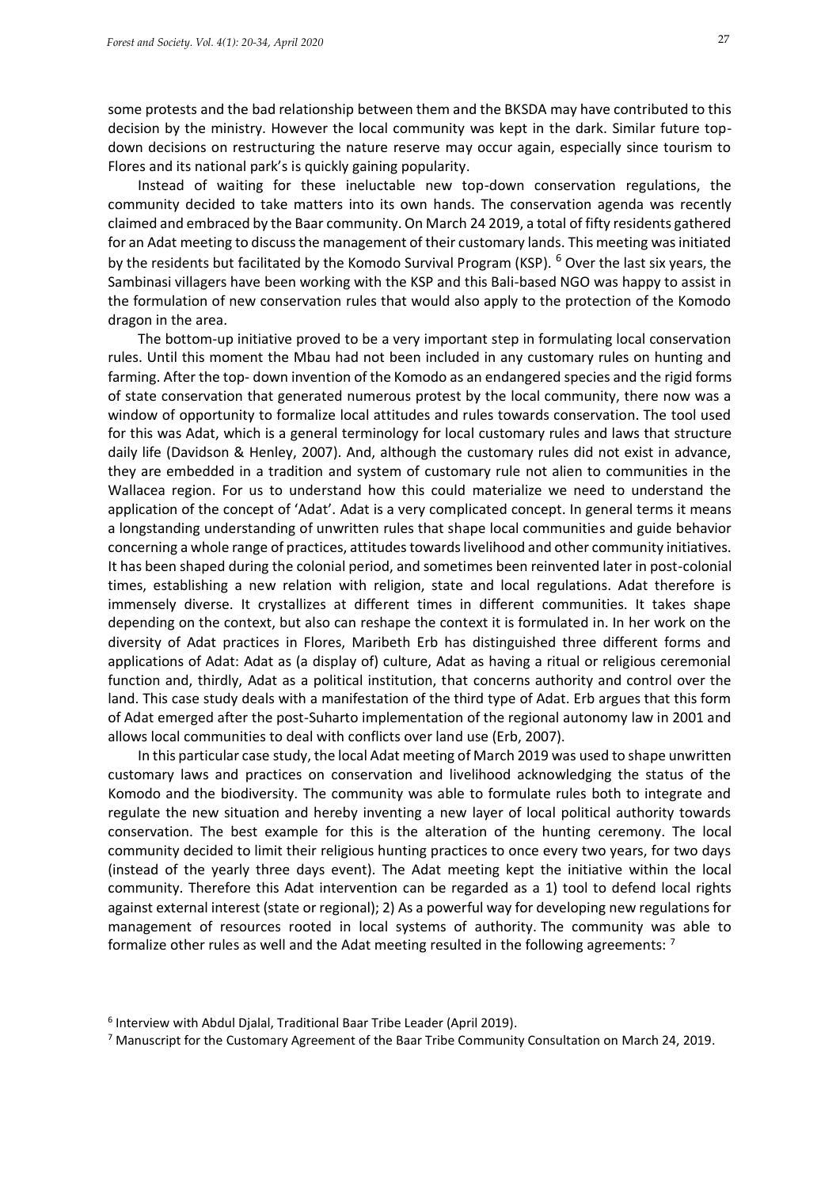some protests and the bad relationship between them and the BKSDA may have contributed to this decision by the ministry. However the local community was kept in the dark. Similar future top-down decisions on restructuring the nature reserve may occur again, especially since tourism to Flores and its national park's is quickly gaining popularity.

Instead of waiting for these ineluctable new top-down conservation regulations, the community decided to take matters into its own hands. The conservation agenda was recently claimed and embraced by the Baar community. On March 24 2019, a total of fifty residents gathered for an Adat meeting to discuss the management of their customary lands. This meeting was initiated by the residents but facilitated by the Komodo Survival Program (KSP). [6] Over the last six years, the Sambinasi villagers have been working with the KSP and this Bali-based NGO was happy to assist in the formulation of new conservation rules that would also apply to the protection of the Komodo dragon in the area.

The bottom-up initiative proved to be a very important step in formulating local conservation rules. Until this moment the Mbau had not been included in any customary rules on hunting and farming. After the top- down invention of the Komodo as an endangered species and the rigid forms of state conservation that generated numerous protest by the local community, there now was a window of opportunity to formalize local attitudes and rules towards conservation. The tool used for this was Adat, which is a general terminology for local customary rules and laws that structure daily life (Davidson & Henley, 2007). And, although the customary rules did not exist in advance, they are embedded in a tradition and system of customary rule not alien to communities in the Wallacea region. For us to understand how this could materialize we need to understand the application of the concept of 'Adat'. Adat is a very complicated concept. In general terms it means a longstanding understanding of unwritten rules that shape local communities and guide behavior concerning a whole range of practices, attitudes towards livelihood and other community initiatives. It has been shaped during the colonial period, and sometimes been reinvented later in post-colonial times, establishing a new relation with religion, state and local regulations. Adat therefore is immensely diverse. It crystallizes at different times in different communities. It takes shape depending on the context, but also can reshape the context it is formulated in. In her work on the diversity of Adat practices in Flores, Maribeth Erb has distinguished three different forms and applications of Adat: Adat as (a display of) culture, Adat as having a ritual or religious ceremonial function and, thirdly, Adat as a political institution, that concerns authority and control over the land. This case study deals with a manifestation of the third type of Adat. Erb argues that this form of Adat emerged after the post-Suharto implementation of the regional autonomy law in 2001 and allows local communities to deal with conflicts over land use (Erb, 2007).

In this particular case study, the local Adat meeting of March 2019 was used to shape unwritten customary laws and practices on conservation and livelihood acknowledging the status of the Komodo and the biodiversity. The community was able to formulate rules both to integrate and regulate the new situation and hereby inventing a new layer of local political authority towards conservation. The best example for this is the alteration of the hunting ceremony. The local community decided to limit their religious hunting practices to once every two years, for two days (instead of the yearly three days event). The Adat meeting kept the initiative within the local community. Therefore this Adat intervention can be regarded as a 1) tool to defend local rights against external interest (state or regional); 2) As a powerful way for developing new regulations for management of resources rooted in local systems of authority. The community was able to formalize other rules as well and the Adat meeting resulted in the following agreements: [7]

[6] Interview with Abdul Djalal, Traditional Baar Tribe Leader (April 2019).

[7] Manuscript for the Customary Agreement of the Baar Tribe Community Consultation on March 24, 2019.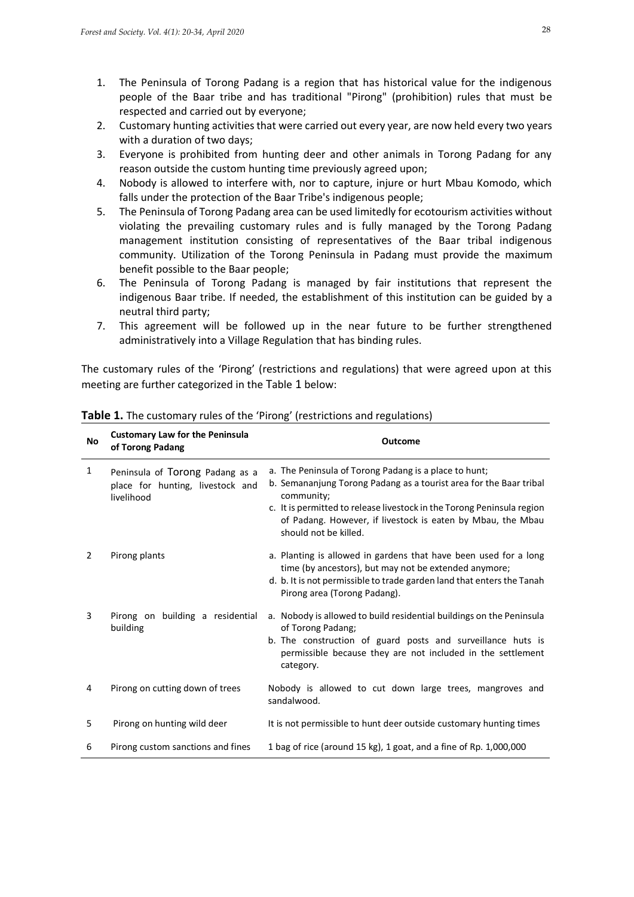1. The Peninsula of Torong Padang is a region that has historical value for the indigenous people of the Baar tribe and has traditional "Pirong" (prohibition) rules that must be respected and carried out by everyone;
2. Customary hunting activities that were carried out every year, are now held every two years with a duration of two days;
3. Everyone is prohibited from hunting deer and other animals in Torong Padang for any reason outside the custom hunting time previously agreed upon;
4. Nobody is allowed to interfere with, nor to capture, injure or hurt Mbau Komodo, which falls under the protection of the Baar Tribe's indigenous people;
5. The Peninsula of Torong Padang area can be used limitedly for ecotourism activities without violating the prevailing customary rules and is fully managed by the Torong Padang management institution consisting of representatives of the Baar tribal indigenous community. Utilization of the Torong Peninsula in Padang must provide the maximum benefit possible to the Baar people;
6. The Peninsula of Torong Padang is managed by fair institutions that represent the indigenous Baar tribe. If needed, the establishment of this institution can be guided by a neutral third party;
7. This agreement will be followed up in the near future to be further strengthened administratively into a Village Regulation that has binding rules.

The customary rules of the 'Pirong' (restrictions and regulations) that were agreed upon at this meeting are further categorized in the Table 1 below:

**Table 1.** The customary rules of the 'Pirong' (restrictions and regulations)

| No | Customary Law for the Peninsula of Torong Padang | Outcome |
|---|---|---|
| 1 | Peninsula of Torong Padang as a place for hunting, livestock and livelihood | a. The Peninsula of Torong Padang is a place to hunt;<br>b. Semananjung Torong Padang as a tourist area for the Baar tribal community;<br>c. It is permitted to release livestock in the Torong Peninsula region of Padang. However, if livestock is eaten by Mbau, the Mbau should not be killed. |
| 2 | Pirong plants | a. Planting is allowed in gardens that have been used for a long time (by ancestors), but may not be extended anymore;<br>d. b. It is not permissible to trade garden land that enters the Tanah Pirong area (Torong Padang). |
| 3 | Pirong on building a residential building | a. Nobody is allowed to build residential buildings on the Peninsula of Torong Padang;<br>b. The construction of guard posts and surveillance huts is permissible because they are not included in the settlement category. |
| 4 | Pirong on cutting down of trees | Nobody is allowed to cut down large trees, mangroves and sandalwood. |
| 5 | Pirong on hunting wild deer | It is not permissible to hunt deer outside customary hunting times |
| 6 | Pirong custom sanctions and fines | 1 bag of rice (around 15 kg), 1 goat, and a fine of Rp. 1,000,000 |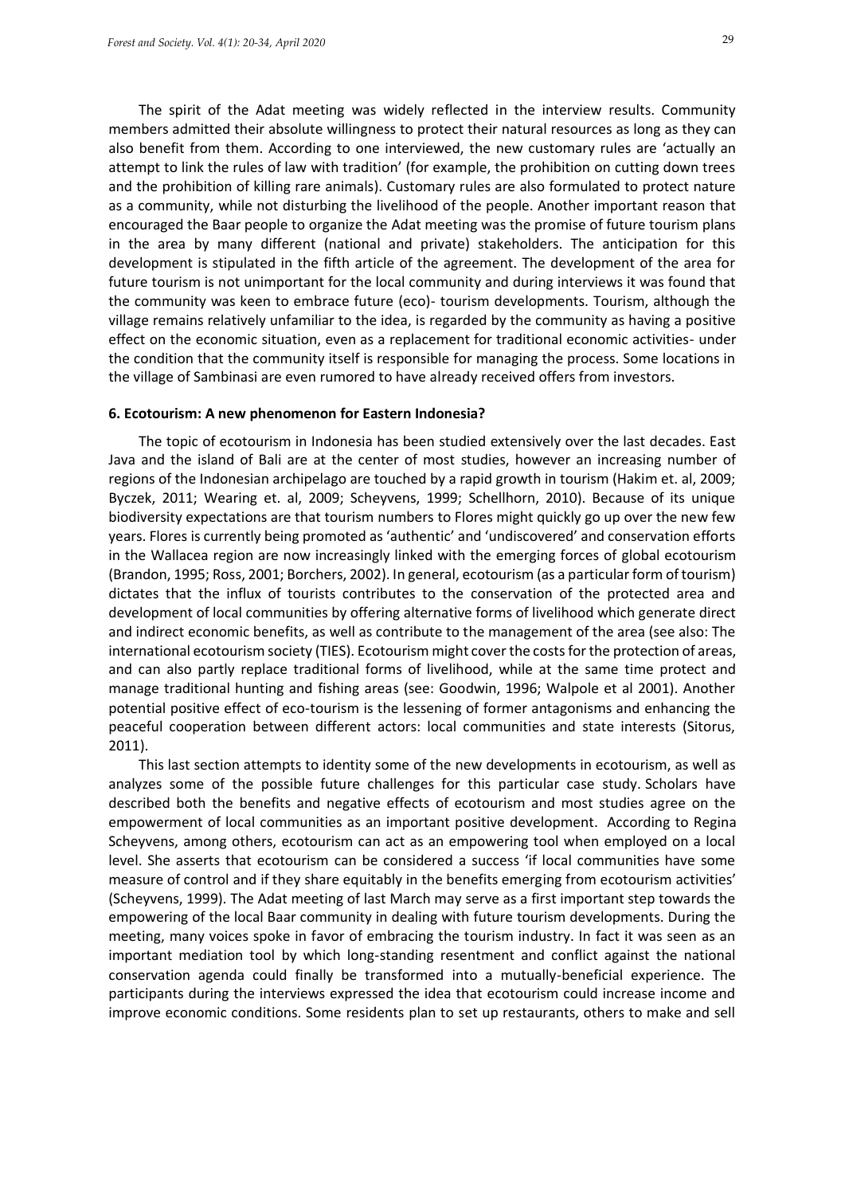The spirit of the Adat meeting was widely reflected in the interview results. Community members admitted their absolute willingness to protect their natural resources as long as they can also benefit from them. According to one interviewed, the new customary rules are 'actually an attempt to link the rules of law with tradition' (for example, the prohibition on cutting down trees and the prohibition of killing rare animals). Customary rules are also formulated to protect nature as a community, while not disturbing the livelihood of the people. Another important reason that encouraged the Baar people to organize the Adat meeting was the promise of future tourism plans in the area by many different (national and private) stakeholders. The anticipation for this development is stipulated in the fifth article of the agreement. The development of the area for future tourism is not unimportant for the local community and during interviews it was found that the community was keen to embrace future (eco)- tourism developments. Tourism, although the village remains relatively unfamiliar to the idea, is regarded by the community as having a positive effect on the economic situation, even as a replacement for traditional economic activities- under the condition that the community itself is responsible for managing the process. Some locations in the village of Sambinasi are even rumored to have already received offers from investors.

## 6. Ecotourism: A new phenomenon for Eastern Indonesia?

The topic of ecotourism in Indonesia has been studied extensively over the last decades. East Java and the island of Bali are at the center of most studies, however an increasing number of regions of the Indonesian archipelago are touched by a rapid growth in tourism (Hakim et. al, 2009; Byczek, 2011; Wearing et. al, 2009; Scheyvens, 1999; Schellhorn, 2010). Because of its unique biodiversity expectations are that tourism numbers to Flores might quickly go up over the new few years. Flores is currently being promoted as 'authentic' and 'undiscovered' and conservation efforts in the Wallacea region are now increasingly linked with the emerging forces of global ecotourism (Brandon, 1995; Ross, 2001; Borchers, 2002). In general, ecotourism (as a particular form of tourism) dictates that the influx of tourists contributes to the conservation of the protected area and development of local communities by offering alternative forms of livelihood which generate direct and indirect economic benefits, as well as contribute to the management of the area (see also: The international ecotourism society (TIES). Ecotourism might cover the costs for the protection of areas, and can also partly replace traditional forms of livelihood, while at the same time protect and manage traditional hunting and fishing areas (see: Goodwin, 1996; Walpole et al 2001). Another potential positive effect of eco-tourism is the lessening of former antagonisms and enhancing the peaceful cooperation between different actors: local communities and state interests (Sitorus, 2011).

This last section attempts to identity some of the new developments in ecotourism, as well as analyzes some of the possible future challenges for this particular case study. Scholars have described both the benefits and negative effects of ecotourism and most studies agree on the empowerment of local communities as an important positive development. According to Regina Scheyvens, among others, ecotourism can act as an empowering tool when employed on a local level. She asserts that ecotourism can be considered a success 'if local communities have some measure of control and if they share equitably in the benefits emerging from ecotourism activities' (Scheyvens, 1999). The Adat meeting of last March may serve as a first important step towards the empowering of the local Baar community in dealing with future tourism developments. During the meeting, many voices spoke in favor of embracing the tourism industry. In fact it was seen as an important mediation tool by which long-standing resentment and conflict against the national conservation agenda could finally be transformed into a mutually-beneficial experience. The participants during the interviews expressed the idea that ecotourism could increase income and improve economic conditions. Some residents plan to set up restaurants, others to make and sell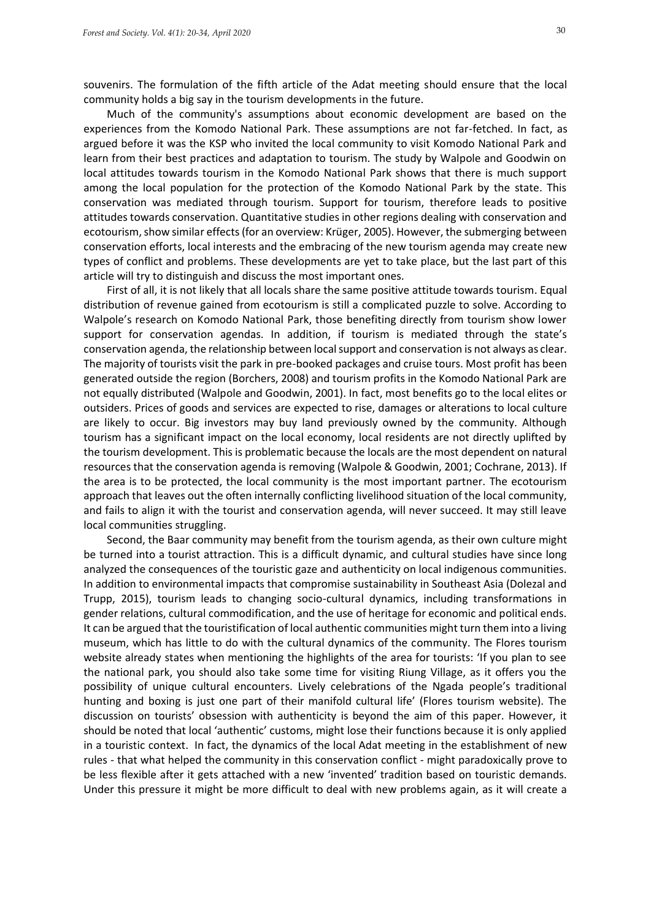souvenirs. The formulation of the fifth article of the Adat meeting should ensure that the local community holds a big say in the tourism developments in the future.

Much of the community's assumptions about economic development are based on the experiences from the Komodo National Park. These assumptions are not far-fetched. In fact, as argued before it was the KSP who invited the local community to visit Komodo National Park and learn from their best practices and adaptation to tourism. The study by Walpole and Goodwin on local attitudes towards tourism in the Komodo National Park shows that there is much support among the local population for the protection of the Komodo National Park by the state. This conservation was mediated through tourism. Support for tourism, therefore leads to positive attitudes towards conservation. Quantitative studies in other regions dealing with conservation and ecotourism, show similar effects (for an overview: Krüger, 2005). However, the submerging between conservation efforts, local interests and the embracing of the new tourism agenda may create new types of conflict and problems. These developments are yet to take place, but the last part of this article will try to distinguish and discuss the most important ones.

First of all, it is not likely that all locals share the same positive attitude towards tourism. Equal distribution of revenue gained from ecotourism is still a complicated puzzle to solve. According to Walpole's research on Komodo National Park, those benefiting directly from tourism show lower support for conservation agendas. In addition, if tourism is mediated through the state's conservation agenda, the relationship between local support and conservation is not always as clear. The majority of tourists visit the park in pre-booked packages and cruise tours. Most profit has been generated outside the region (Borchers, 2008) and tourism profits in the Komodo National Park are not equally distributed (Walpole and Goodwin, 2001). In fact, most benefits go to the local elites or outsiders. Prices of goods and services are expected to rise, damages or alterations to local culture are likely to occur. Big investors may buy land previously owned by the community. Although tourism has a significant impact on the local economy, local residents are not directly uplifted by the tourism development. This is problematic because the locals are the most dependent on natural resources that the conservation agenda is removing (Walpole & Goodwin, 2001; Cochrane, 2013). If the area is to be protected, the local community is the most important partner. The ecotourism approach that leaves out the often internally conflicting livelihood situation of the local community, and fails to align it with the tourist and conservation agenda, will never succeed. It may still leave local communities struggling.

Second, the Baar community may benefit from the tourism agenda, as their own culture might be turned into a tourist attraction. This is a difficult dynamic, and cultural studies have since long analyzed the consequences of the touristic gaze and authenticity on local indigenous communities. In addition to environmental impacts that compromise sustainability in Southeast Asia (Dolezal and Trupp, 2015), tourism leads to changing socio-cultural dynamics, including transformations in gender relations, cultural commodification, and the use of heritage for economic and political ends. It can be argued that the touristification of local authentic communities might turn them into a living museum, which has little to do with the cultural dynamics of the community. The Flores tourism website already states when mentioning the highlights of the area for tourists: 'If you plan to see the national park, you should also take some time for visiting Riung Village, as it offers you the possibility of unique cultural encounters. Lively celebrations of the Ngada people's traditional hunting and boxing is just one part of their manifold cultural life' (Flores tourism website). The discussion on tourists' obsession with authenticity is beyond the aim of this paper. However, it should be noted that local 'authentic' customs, might lose their functions because it is only applied in a touristic context. In fact, the dynamics of the local Adat meeting in the establishment of new rules - that what helped the community in this conservation conflict - might paradoxically prove to be less flexible after it gets attached with a new 'invented' tradition based on touristic demands. Under this pressure it might be more difficult to deal with new problems again, as it will create a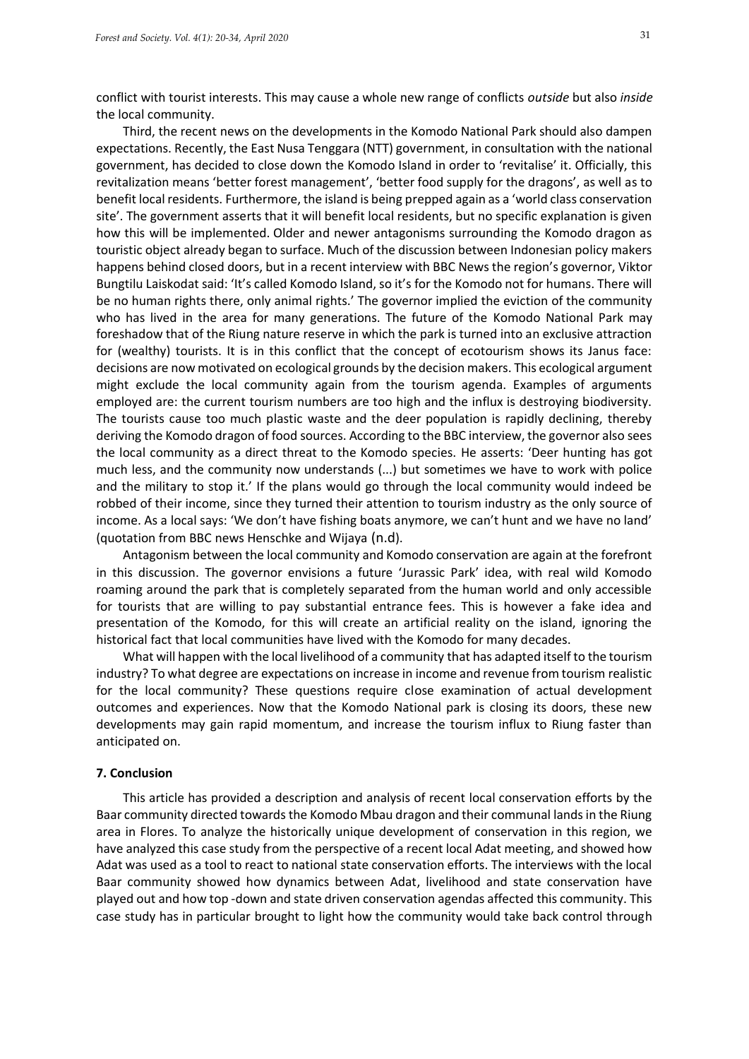conflict with tourist interests. This may cause a whole new range of conflicts *outside* but also *inside* the local community.

Third, the recent news on the developments in the Komodo National Park should also dampen expectations. Recently, the East Nusa Tenggara (NTT) government, in consultation with the national government, has decided to close down the Komodo Island in order to 'revitalise' it. Officially, this revitalization means 'better forest management', 'better food supply for the dragons', as well as to benefit local residents. Furthermore, the island is being prepped again as a 'world class conservation site'. The government asserts that it will benefit local residents, but no specific explanation is given how this will be implemented. Older and newer antagonisms surrounding the Komodo dragon as touristic object already began to surface. Much of the discussion between Indonesian policy makers happens behind closed doors, but in a recent interview with BBC News the region's governor, Viktor Bungtilu Laiskodat said: 'It's called Komodo Island, so it's for the Komodo not for humans. There will be no human rights there, only animal rights.' The governor implied the eviction of the community who has lived in the area for many generations. The future of the Komodo National Park may foreshadow that of the Riung nature reserve in which the park is turned into an exclusive attraction for (wealthy) tourists. It is in this conflict that the concept of ecotourism shows its Janus face: decisions are now motivated on ecological grounds by the decision makers. This ecological argument might exclude the local community again from the tourism agenda. Examples of arguments employed are: the current tourism numbers are too high and the influx is destroying biodiversity. The tourists cause too much plastic waste and the deer population is rapidly declining, thereby deriving the Komodo dragon of food sources. According to the BBC interview, the governor also sees the local community as a direct threat to the Komodo species. He asserts: 'Deer hunting has got much less, and the community now understands (...) but sometimes we have to work with police and the military to stop it.' If the plans would go through the local community would indeed be robbed of their income, since they turned their attention to tourism industry as the only source of income. As a local says: 'We don't have fishing boats anymore, we can't hunt and we have no land' (quotation from BBC news Henschke and Wijaya (n.d).

Antagonism between the local community and Komodo conservation are again at the forefront in this discussion. The governor envisions a future 'Jurassic Park' idea, with real wild Komodo roaming around the park that is completely separated from the human world and only accessible for tourists that are willing to pay substantial entrance fees. This is however a fake idea and presentation of the Komodo, for this will create an artificial reality on the island, ignoring the historical fact that local communities have lived with the Komodo for many decades.

What will happen with the local livelihood of a community that has adapted itself to the tourism industry? To what degree are expectations on increase in income and revenue from tourism realistic for the local community? These questions require close examination of actual development outcomes and experiences. Now that the Komodo National park is closing its doors, these new developments may gain rapid momentum, and increase the tourism influx to Riung faster than anticipated on.

## 7. Conclusion

This article has provided a description and analysis of recent local conservation efforts by the Baar community directed towards the Komodo Mbau dragon and their communal lands in the Riung area in Flores. To analyze the historically unique development of conservation in this region, we have analyzed this case study from the perspective of a recent local Adat meeting, and showed how Adat was used as a tool to react to national state conservation efforts. The interviews with the local Baar community showed how dynamics between Adat, livelihood and state conservation have played out and how top -down and state driven conservation agendas affected this community. This case study has in particular brought to light how the community would take back control through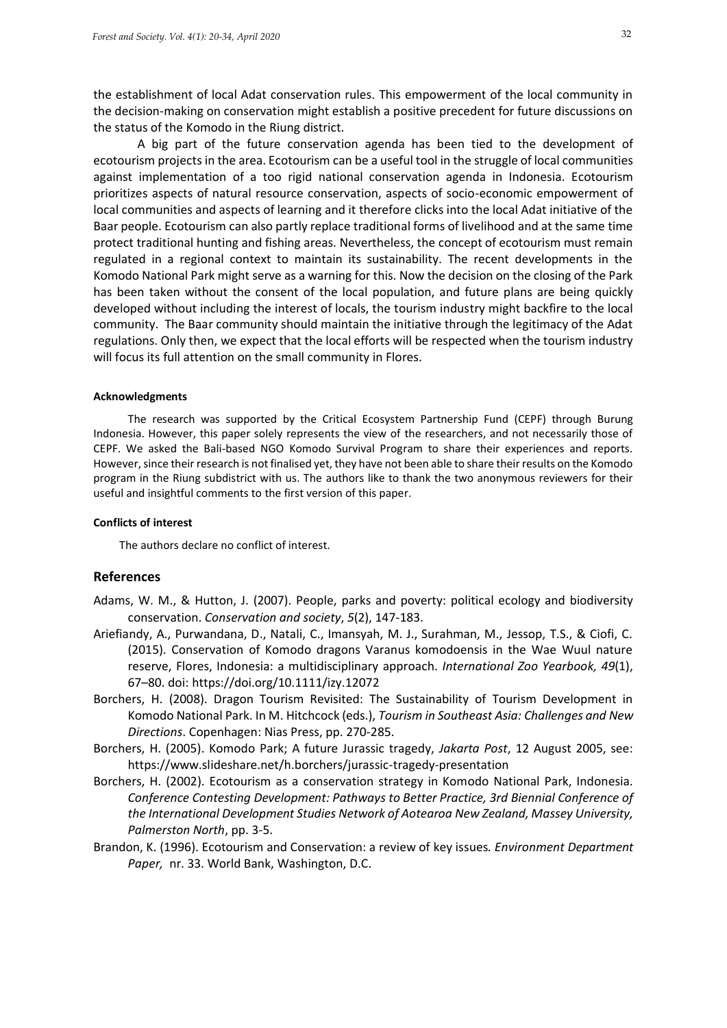the establishment of local Adat conservation rules. This empowerment of the local community in the decision-making on conservation might establish a positive precedent for future discussions on the status of the Komodo in the Riung district.

A big part of the future conservation agenda has been tied to the development of ecotourism projects in the area. Ecotourism can be a useful tool in the struggle of local communities against implementation of a too rigid national conservation agenda in Indonesia. Ecotourism prioritizes aspects of natural resource conservation, aspects of socio-economic empowerment of local communities and aspects of learning and it therefore clicks into the local Adat initiative of the Baar people. Ecotourism can also partly replace traditional forms of livelihood and at the same time protect traditional hunting and fishing areas. Nevertheless, the concept of ecotourism must remain regulated in a regional context to maintain its sustainability. The recent developments in the Komodo National Park might serve as a warning for this. Now the decision on the closing of the Park has been taken without the consent of the local population, and future plans are being quickly developed without including the interest of locals, the tourism industry might backfire to the local community. The Baar community should maintain the initiative through the legitimacy of the Adat regulations. Only then, we expect that the local efforts will be respected when the tourism industry will focus its full attention on the small community in Flores.

#### Acknowledgments

The research was supported by the Critical Ecosystem Partnership Fund (CEPF) through Burung Indonesia. However, this paper solely represents the view of the researchers, and not necessarily those of CEPF. We asked the Bali-based NGO Komodo Survival Program to share their experiences and reports. However, since their research is not finalised yet, they have not been able to share their results on the Komodo program in the Riung subdistrict with us. The authors like to thank the two anonymous reviewers for their useful and insightful comments to the first version of this paper.

#### Conflicts of interest

The authors declare no conflict of interest.

## References

Adams, W. M., & Hutton, J. (2007). People, parks and poverty: political ecology and biodiversity conservation. *Conservation and society*, *5*(2), 147-183.

Ariefiandy, A., Purwandana, D., Natali, C., Imansyah, M. J., Surahman, M., Jessop, T.S., & Ciofi, C. (2015). Conservation of Komodo dragons Varanus komodoensis in the Wae Wuul nature reserve, Flores, Indonesia: a multidisciplinary approach. *International Zoo Yearbook, 49*(1), 67–80. doi: https://doi.org/10.1111/izy.12072

Borchers, H. (2008). Dragon Tourism Revisited: The Sustainability of Tourism Development in Komodo National Park. In M. Hitchcock (eds.), *Tourism in Southeast Asia: Challenges and New Directions*. Copenhagen: Nias Press, pp. 270-285.

Borchers, H. (2005). Komodo Park; A future Jurassic tragedy, *Jakarta Post*, 12 August 2005, see: https://www.slideshare.net/h.borchers/jurassic-tragedy-presentation

Borchers, H. (2002). Ecotourism as a conservation strategy in Komodo National Park, Indonesia. *Conference Contesting Development: Pathways to Better Practice, 3rd Biennial Conference of the International Development Studies Network of Aotearoa New Zealand, Massey University, Palmerston North*, pp. 3-5.

Brandon, K. (1996). Ecotourism and Conservation: a review of key issues. *Environment Department Paper,* nr. 33. World Bank, Washington, D.C.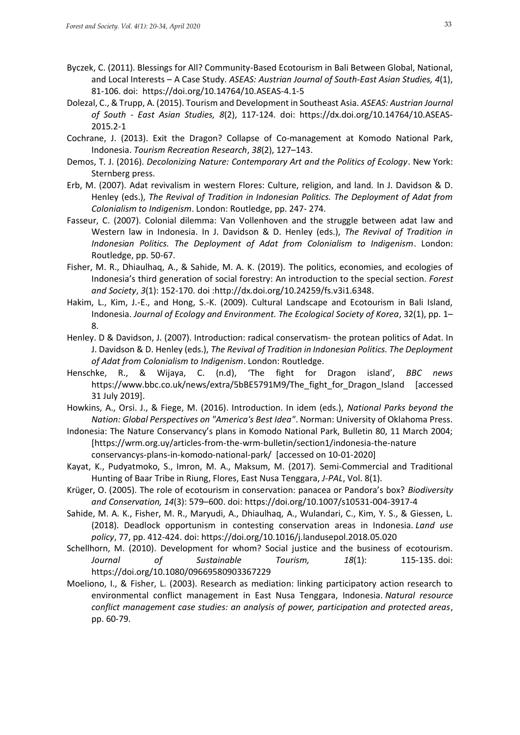Byczek, C. (2011). Blessings for All? Community-Based Ecotourism in Bali Between Global, National, and Local Interests – A Case Study. *ASEAS: Austrian Journal of South-East Asian Studies, 4*(1), 81-106. doi: https://doi.org/10.14764/10.ASEAS-4.1-5

Dolezal, C., & Trupp, A. (2015). Tourism and Development in Southeast Asia. *ASEAS: Austrian Journal of South - East Asian Studies, 8*(2), 117-124. doi: https://dx.doi.org/10.14764/10.ASEAS-2015.2-1

Cochrane, J. (2013). Exit the Dragon? Collapse of Co-management at Komodo National Park, Indonesia. *Tourism Recreation Research*, *38*(2), 127–143.

Demos, T. J. (2016). *Decolonizing Nature: Contemporary Art and the Politics of Ecology*. New York: Sternberg press.

Erb, M. (2007). Adat revivalism in western Flores: Culture, religion, and land. In J. Davidson & D. Henley (eds.), *The Revival of Tradition in Indonesian Politics. The Deployment of Adat from Colonialism to Indigenism*. London: Routledge, pp. 247- 274.

Fasseur, C. (2007). Colonial dilemma: Van Vollenhoven and the struggle between adat law and Western law in Indonesia. In J. Davidson & D. Henley (eds.), *The Revival of Tradition in Indonesian Politics. The Deployment of Adat from Colonialism to Indigenism*. London: Routledge, pp. 50-67.

Fisher, M. R., Dhiaulhaq, A., & Sahide, M. A. K. (2019). The politics, economies, and ecologies of Indonesia's third generation of social forestry: An introduction to the special section. *Forest and Society*, *3*(1): 152-170. doi :http://dx.doi.org/10.24259/fs.v3i1.6348.

Hakim, L., Kim, J.-E., and Hong, S.-K. (2009). Cultural Landscape and Ecotourism in Bali Island, Indonesia. *Journal of Ecology and Environment. The Ecological Society of Korea*, 32(1), pp. 1–8.

Henley. D & Davidson, J. (2007). Introduction: radical conservatism- the protean politics of Adat. In J. Davidson & D. Henley (eds.), *The Revival of Tradition in Indonesian Politics. The Deployment of Adat from Colonialism to Indigenism*. London: Routledge.

Henschke, R., & Wijaya, C. (n.d), 'The fight for Dragon island', *BBC news* https://www.bbc.co.uk/news/extra/5bBE5791M9/The_fight_for_Dragon_Island [accessed 31 July 2019].

Howkins, A., Orsi. J., & Fiege, M. (2016). Introduction. In idem (eds.), *National Parks beyond the Nation: Global Perspectives on "America's Best Idea"*. Norman: University of Oklahoma Press.

Indonesia: The Nature Conservancy's plans in Komodo National Park, Bulletin 80, 11 March 2004; [https://wrm.org.uy/articles-from-the-wrm-bulletin/section1/indonesia-the-nature conservancys-plans-in-komodo-national-park/ [accessed on 10-01-2020]

Kayat, K., Pudyatmoko, S., Imron, M. A., Maksum, M. (2017). Semi-Commercial and Traditional Hunting of Baar Tribe in Riung, Flores, East Nusa Tenggara, *J-PAL*, Vol. 8(1).

Krüger, O. (2005). The role of ecotourism in conservation: panacea or Pandora's box? *Biodiversity and Conservation, 14*(3): 579–600. doi: https://doi.org/10.1007/s10531-004-3917-4

Sahide, M. A. K., Fisher, M. R., Maryudi, A., Dhiaulhaq, A., Wulandari, C., Kim, Y. S., & Giessen, L. (2018). Deadlock opportunism in contesting conservation areas in Indonesia. *Land use policy*, 77, pp. 412-424. doi: https://doi.org/10.1016/j.landusepol.2018.05.020

Schellhorn, M. (2010). Development for whom? Social justice and the business of ecotourism. *Journal of Sustainable Tourism, 18*(1): 115-135. doi: https://doi.org/10.1080/09669580903367229

Moeliono, I., & Fisher, L. (2003). Research as mediation: linking participatory action research to environmental conflict management in East Nusa Tenggara, Indonesia. *Natural resource conflict management case studies: an analysis of power, participation and protected areas*, pp. 60-79.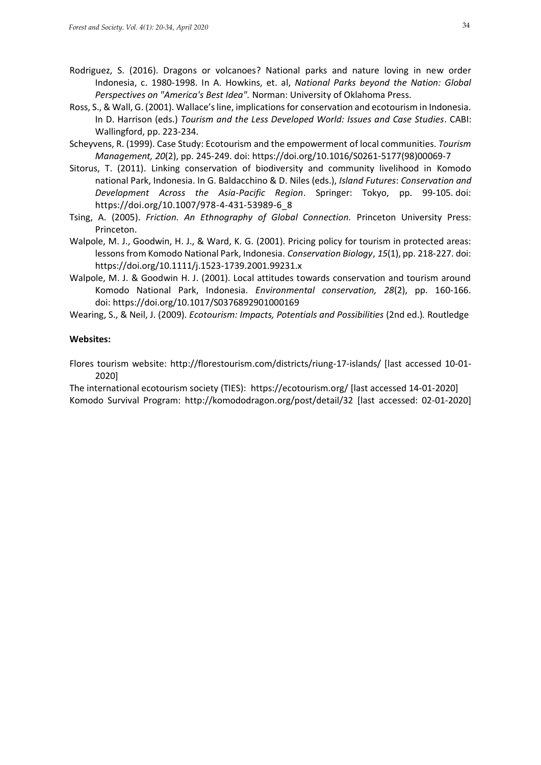Rodriguez, S. (2016). Dragons or volcanoes? National parks and nature loving in new order Indonesia, c. 1980-1998. In A. Howkins, et. al, *National Parks beyond the Nation: Global Perspectives on "America's Best Idea".* Norman: University of Oklahoma Press.

Ross, S., & Wall, G. (2001). Wallace's line, implications for conservation and ecotourism in Indonesia. In D. Harrison (eds.) *Tourism and the Less Developed World: Issues and Case Studies*. CABI: Wallingford, pp. 223-234.

Scheyvens, R. (1999). Case Study: Ecotourism and the empowerment of local communities. *Tourism Management, 20*(2), pp. 245-249. doi: https://doi.org/10.1016/S0261-5177(98)00069-7

Sitorus, T. (2011). Linking conservation of biodiversity and community livelihood in Komodo national Park, Indonesia. In G. Baldacchino & D. Niles (eds.), *Island Futures*: *Conservation and Development Across the Asia-Pacific Region*. Springer: Tokyo, pp. 99-105. doi: https://doi.org/10.1007/978-4-431-53989-6_8

Tsing, A. (2005). *Friction. An Ethnography of Global Connection.* Princeton University Press: Princeton.

Walpole, M. J., Goodwin, H. J., & Ward, K. G. (2001). Pricing policy for tourism in protected areas: lessons from Komodo National Park, Indonesia. *Conservation Biology*, *15*(1), pp. 218-227. doi: https://doi.org/10.1111/j.1523-1739.2001.99231.x

Walpole, M. J. & Goodwin H. J. (2001). Local attitudes towards conservation and tourism around Komodo National Park, Indonesia. *Environmental conservation, 28*(2), pp. 160-166. doi: https://doi.org/10.1017/S0376892901000169

Wearing, S., & Neil, J. (2009). *Ecotourism: Impacts, Potentials and Possibilities* (2nd ed.)*.* Routledge

**Websites:**

Flores tourism website: http://florestourism.com/districts/riung-17-islands/ [last accessed 10-01-2020]

The international ecotourism society (TIES): https://ecotourism.org/ [last accessed 14-01-2020]

Komodo Survival Program: http://komododragon.org/post/detail/32 [last accessed: 02-01-2020]